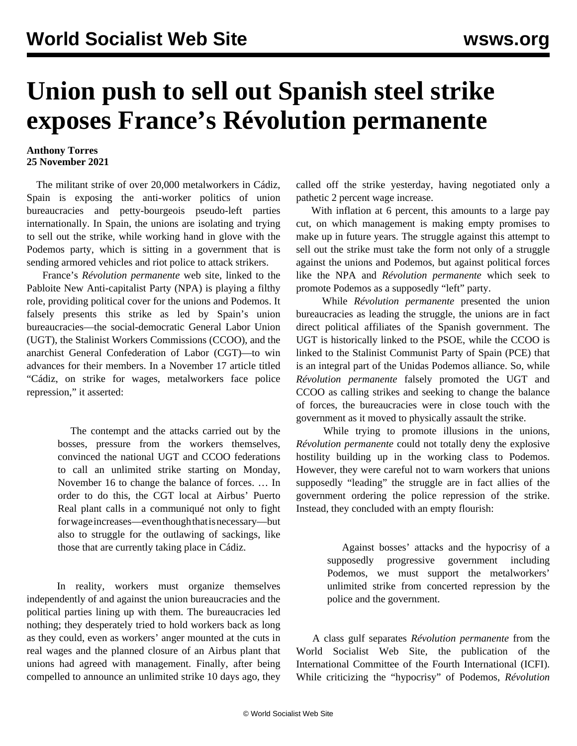# Union push to sell out Spanish steel strike exposes France's Révolution permanente

**Anthony Torres**
**25 November 2021**

The militant strike of over 20,000 metalworkers in Cádiz, Spain is exposing the anti-worker politics of union bureaucracies and petty-bourgeois pseudo-left parties internationally. In Spain, the unions are isolating and trying to sell out the strike, while working hand in glove with the Podemos party, which is sitting in a government that is sending armored vehicles and riot police to attack strikers.

France's *Révolution permanente* web site, linked to the Pabloite New Anti-capitalist Party (NPA) is playing a filthy role, providing political cover for the unions and Podemos. It falsely presents this strike as led by Spain's union bureaucracies—the social-democratic General Labor Union (UGT), the Stalinist Workers Commissions (CCOO), and the anarchist General Confederation of Labor (CGT)—to win advances for their members. In a November 17 article titled "Cádiz, on strike for wages, metalworkers face police repression," it asserted:

> The contempt and the attacks carried out by the bosses, pressure from the workers themselves, convinced the national UGT and CCOO federations to call an unlimited strike starting on Monday, November 16 to change the balance of forces. … In order to do this, the CGT local at Airbus' Puerto Real plant calls in a communiqué not only to fight for wage increases—even though that is necessary—but also to struggle for the outlawing of sackings, like those that are currently taking place in Cádiz.

In reality, workers must organize themselves independently of and against the union bureaucracies and the political parties lining up with them. The bureaucracies led nothing; they desperately tried to hold workers back as long as they could, even as workers' anger mounted at the cuts in real wages and the planned closure of an Airbus plant that unions had agreed with management. Finally, after being compelled to announce an unlimited strike 10 days ago, they called off the strike yesterday, having negotiated only a pathetic 2 percent wage increase.

With inflation at 6 percent, this amounts to a large pay cut, on which management is making empty promises to make up in future years. The struggle against this attempt to sell out the strike must take the form not only of a struggle against the unions and Podemos, but against political forces like the NPA and *Révolution permanente* which seek to promote Podemos as a supposedly "left" party.

While *Révolution permanente* presented the union bureaucracies as leading the struggle, the unions are in fact direct political affiliates of the Spanish government. The UGT is historically linked to the PSOE, while the CCOO is linked to the Stalinist Communist Party of Spain (PCE) that is an integral part of the Unidas Podemos alliance. So, while *Révolution permanente* falsely promoted the UGT and CCOO as calling strikes and seeking to change the balance of forces, the bureaucracies were in close touch with the government as it moved to physically assault the strike.

While trying to promote illusions in the unions, *Révolution permanente* could not totally deny the explosive hostility building up in the working class to Podemos. However, they were careful not to warn workers that unions supposedly "leading" the struggle are in fact allies of the government ordering the police repression of the strike. Instead, they concluded with an empty flourish:

> Against bosses' attacks and the hypocrisy of a supposedly progressive government including Podemos, we must support the metalworkers' unlimited strike from concerted repression by the police and the government.

A class gulf separates *Révolution permanente* from the World Socialist Web Site, the publication of the International Committee of the Fourth International (ICFI). While criticizing the "hypocrisy" of Podemos, *Révolution*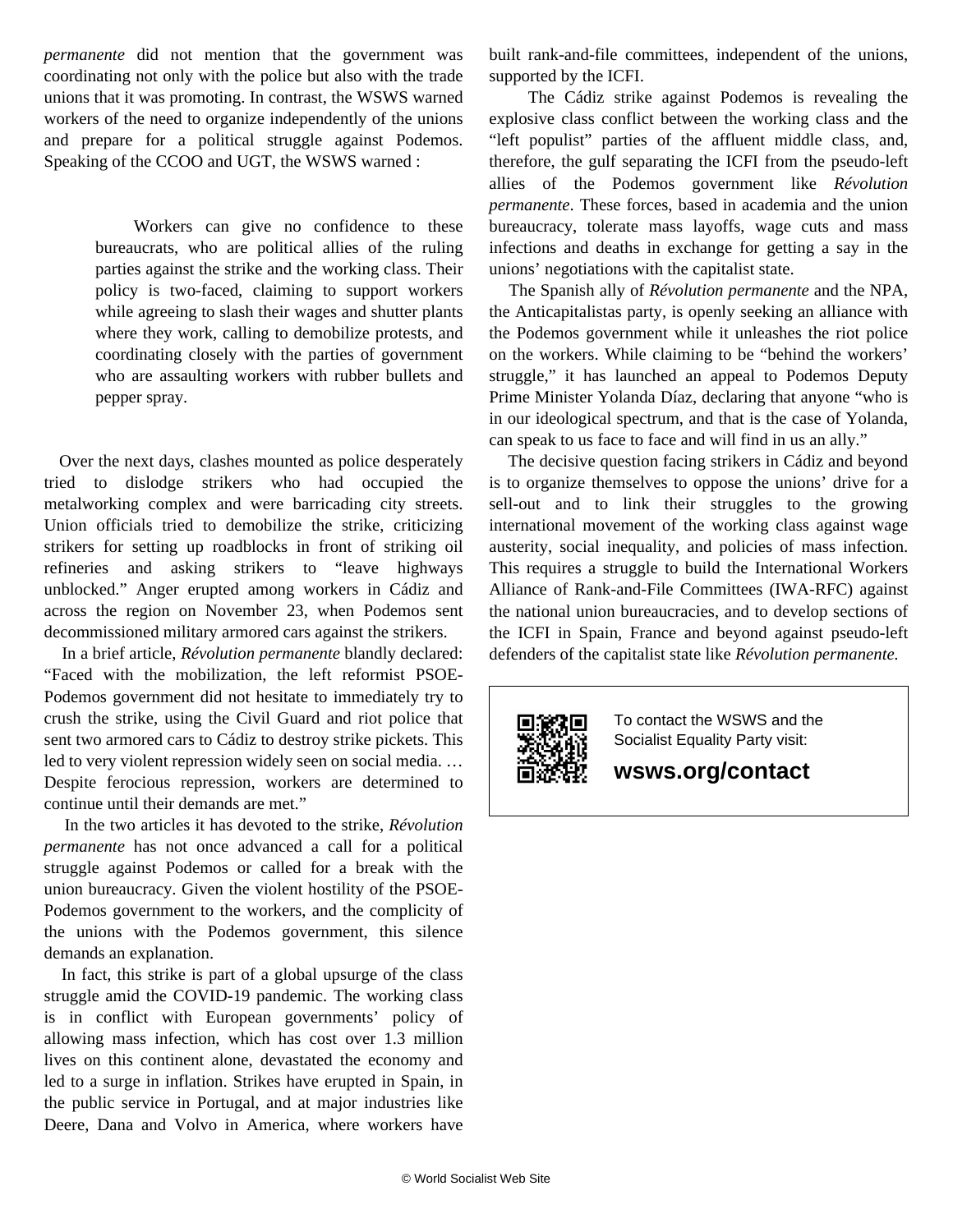*permanente* did not mention that the government was coordinating not only with the police but also with the trade unions that it was promoting. In contrast, the WSWS warned workers of the need to organize independently of the unions and prepare for a political struggle against Podemos. Speaking of the CCOO and UGT, the WSWS warned :

> Workers can give no confidence to these bureaucrats, who are political allies of the ruling parties against the strike and the working class. Their policy is two-faced, claiming to support workers while agreeing to slash their wages and shutter plants where they work, calling to demobilize protests, and coordinating closely with the parties of government who are assaulting workers with rubber bullets and pepper spray.

Over the next days, clashes mounted as police desperately tried to dislodge strikers who had occupied the metalworking complex and were barricading city streets. Union officials tried to demobilize the strike, criticizing strikers for setting up roadblocks in front of striking oil refineries and asking strikers to "leave highways unblocked." Anger erupted among workers in Cádiz and across the region on November 23, when Podemos sent decommissioned military armored cars against the strikers.

In a brief article, *Révolution permanente* blandly declared: "Faced with the mobilization, the left reformist PSOE-Podemos government did not hesitate to immediately try to crush the strike, using the Civil Guard and riot police that sent two armored cars to Cádiz to destroy strike pickets. This led to very violent repression widely seen on social media. … Despite ferocious repression, workers are determined to continue until their demands are met."

In the two articles it has devoted to the strike, *Révolution permanente* has not once advanced a call for a political struggle against Podemos or called for a break with the union bureaucracy. Given the violent hostility of the PSOE-Podemos government to the workers, and the complicity of the unions with the Podemos government, this silence demands an explanation.

In fact, this strike is part of a global upsurge of the class struggle amid the COVID-19 pandemic. The working class is in conflict with European governments' policy of allowing mass infection, which has cost over 1.3 million lives on this continent alone, devastated the economy and led to a surge in inflation. Strikes have erupted in Spain, in the public service in Portugal, and at major industries like Deere, Dana and Volvo in America, where workers have built rank-and-file committees, independent of the unions, supported by the ICFI.

The Cádiz strike against Podemos is revealing the explosive class conflict between the working class and the "left populist" parties of the affluent middle class, and, therefore, the gulf separating the ICFI from the pseudo-left allies of the Podemos government like *Révolution permanente*. These forces, based in academia and the union bureaucracy, tolerate mass layoffs, wage cuts and mass infections and deaths in exchange for getting a say in the unions' negotiations with the capitalist state.

The Spanish ally of *Révolution permanente* and the NPA, the Anticapitalistas party, is openly seeking an alliance with the Podemos government while it unleashes the riot police on the workers. While claiming to be "behind the workers' struggle," it has launched an appeal to Podemos Deputy Prime Minister Yolanda Díaz, declaring that anyone "who is in our ideological spectrum, and that is the case of Yolanda, can speak to us face to face and will find in us an ally."

The decisive question facing strikers in Cádiz and beyond is to organize themselves to oppose the unions' drive for a sell-out and to link their struggles to the growing international movement of the working class against wage austerity, social inequality, and policies of mass infection. This requires a struggle to build the International Workers Alliance of Rank-and-File Committees (IWA-RFC) against the national union bureaucracies, and to develop sections of the ICFI in Spain, France and beyond against pseudo-left defenders of the capitalist state like *Révolution permanente.*

To contact the WSWS and the Socialist Equality Party visit:

**wsws.org/contact**